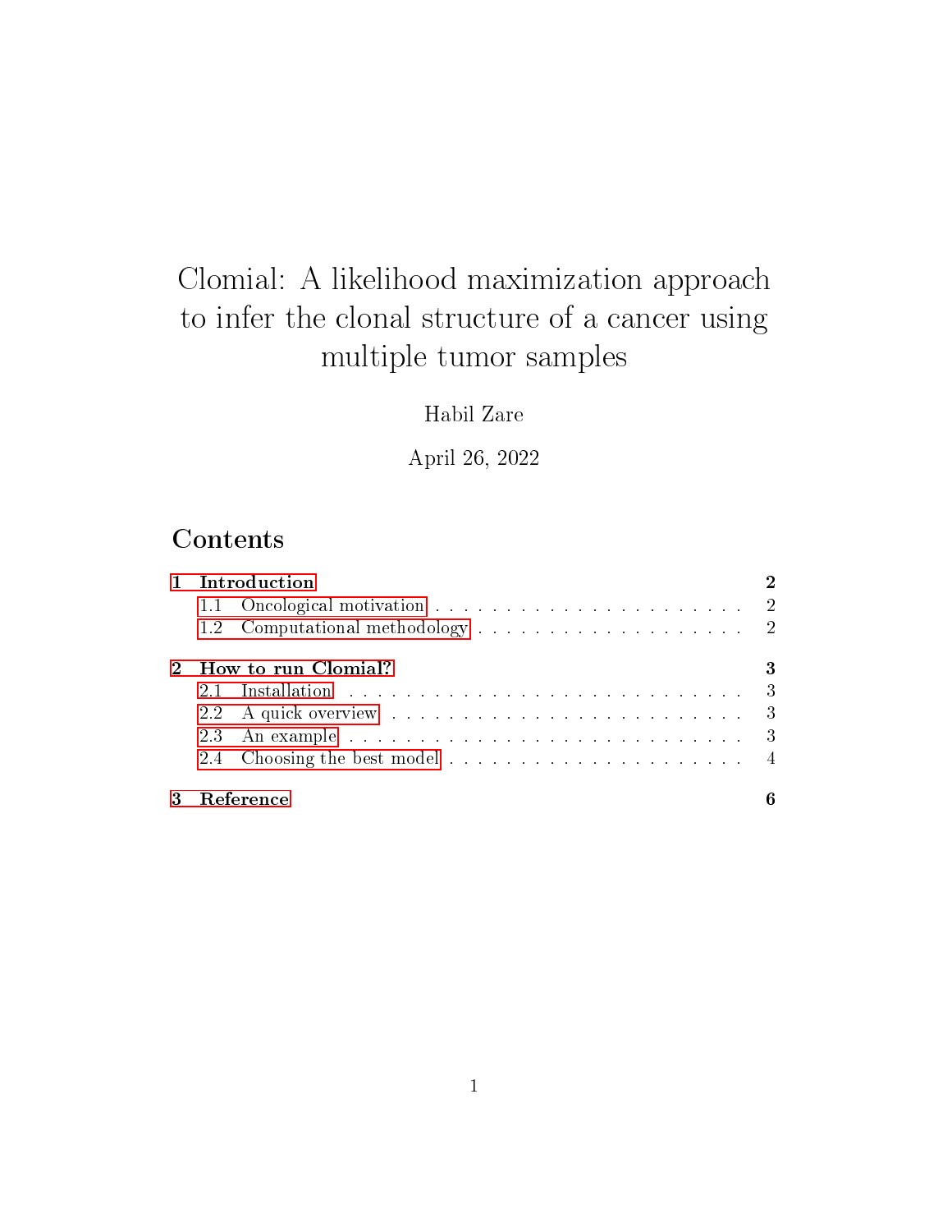# Clomial: A likelihood maximization approach to infer the clonal structure of a cancer using multiple tumor samples

Habil Zare

April 26, 2022

## Contents

- **1 Introduction** — 2
  - 1.1 Oncological motivation — 2
  - 1.2 Computational methodology — 2
- **2 How to run Clomial?** — 3
  - 2.1 Installation — 3
  - 2.2 A quick overview — 3
  - 2.3 An example — 3
  - 2.4 Choosing the best model — 4
- **3 Reference** — 6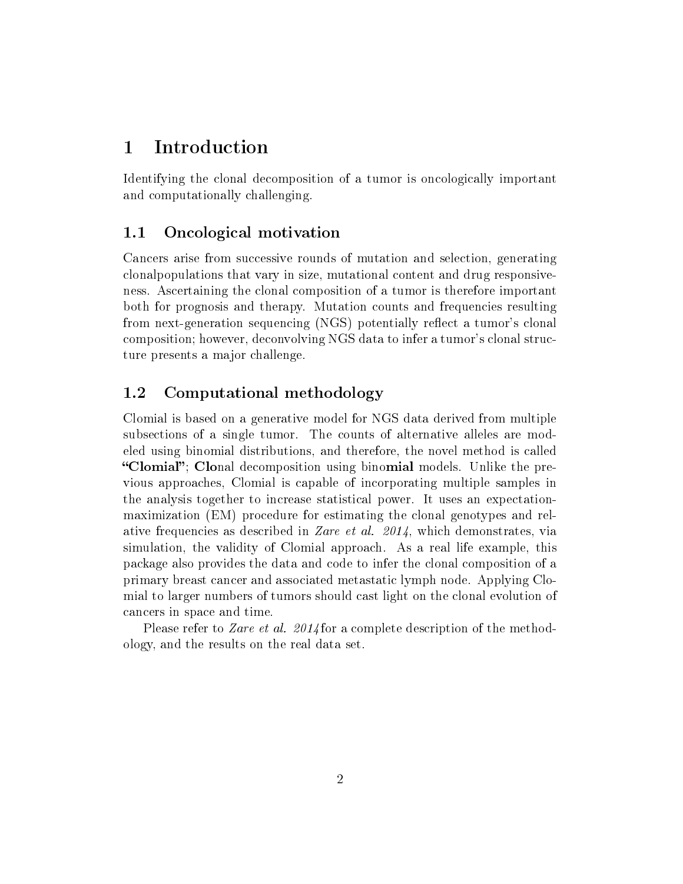# 1 Introduction

Identifying the clonal decomposition of a tumor is oncologically important and computationally challenging.

## 1.1 Oncological motivation

Cancers arise from successive rounds of mutation and selection, generating clonalpopulations that vary in size, mutational content and drug responsiveness. Ascertaining the clonal composition of a tumor is therefore important both for prognosis and therapy. Mutation counts and frequencies resulting from next-generation sequencing (NGS) potentially reflect a tumor's clonal composition; however, deconvolving NGS data to infer a tumor's clonal structure presents a major challenge.

## 1.2 Computational methodology

Clomial is based on a generative model for NGS data derived from multiple subsections of a single tumor. The counts of alternative alleles are modeled using binomial distributions, and therefore, the novel method is called **"Clomial"**; **Clo**nal decomposition using bino**mial** models. Unlike the previous approaches, Clomial is capable of incorporating multiple samples in the analysis together to increase statistical power. It uses an expectation-maximization (EM) procedure for estimating the clonal genotypes and relative frequencies as described in *Zare et al. 2014*, which demonstrates, via simulation, the validity of Clomial approach. As a real life example, this package also provides the data and code to infer the clonal composition of a primary breast cancer and associated metastatic lymph node. Applying Clomial to larger numbers of tumors should cast light on the clonal evolution of cancers in space and time.

Please refer to *Zare et al. 2014*for a complete description of the methodology, and the results on the real data set.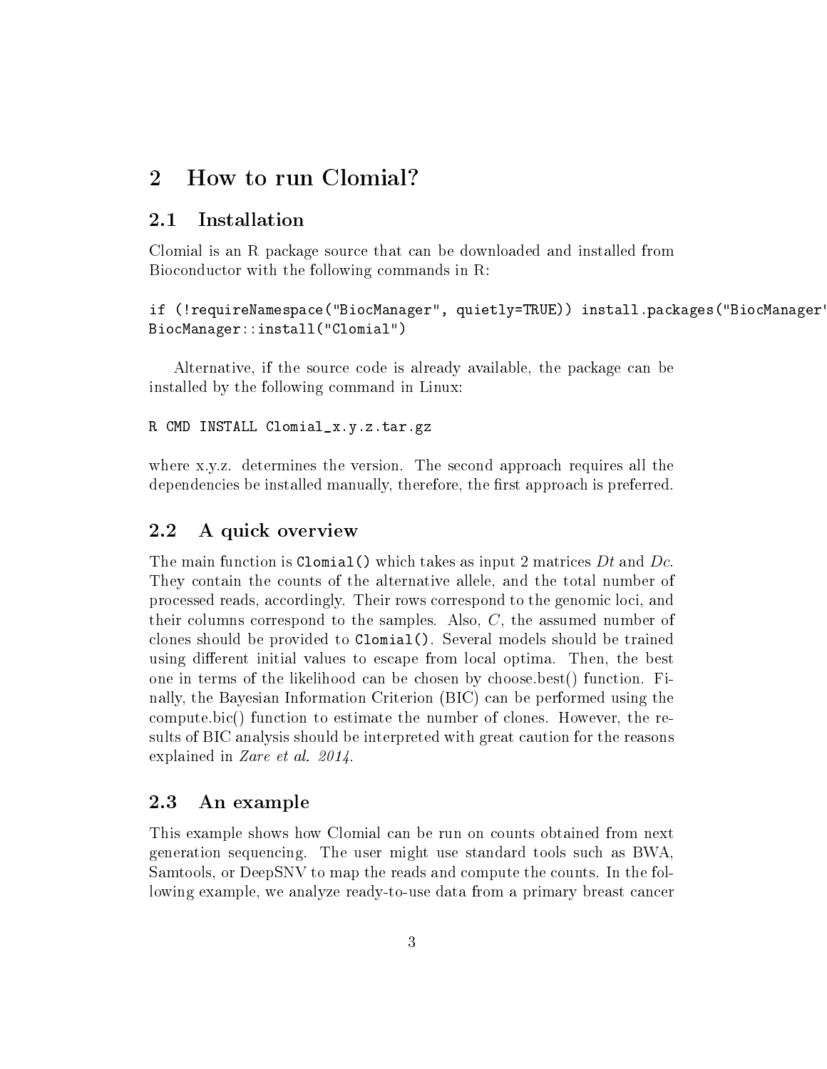# 2 How to run Clomial?

## 2.1 Installation

Clomial is an R package source that can be downloaded and installed from Bioconductor with the following commands in R:

```
if (!requireNamespace("BiocManager", quietly=TRUE)) install.packages("BiocManager"
BiocManager::install("Clomial")
```

Alternative, if the source code is already available, the package can be installed by the following command in Linux:

```
R CMD INSTALL Clomial_x.y.z.tar.gz
```

where x.y.z. determines the version. The second approach requires all the dependencies be installed manually, therefore, the first approach is preferred.

## 2.2 A quick overview

The main function is `Clomial()` which takes as input 2 matrices $Dt$ and $Dc$. They contain the counts of the alternative allele, and the total number of processed reads, accordingly. Their rows correspond to the genomic loci, and their columns correspond to the samples. Also, $C$, the assumed number of clones should be provided to `Clomial()`. Several models should be trained using different initial values to escape from local optima. Then, the best one in terms of the likelihood can be chosen by choose.best() function. Finally, the Bayesian Information Criterion (BIC) can be performed using the compute.bic() function to estimate the number of clones. However, the results of BIC analysis should be interpreted with great caution for the reasons explained in *Zare et al. 2014*.

## 2.3 An example

This example shows how Clomial can be run on counts obtained from next generation sequencing. The user might use standard tools such as BWA, Samtools, or DeepSNV to map the reads and compute the counts. In the following example, we analyze ready-to-use data from a primary breast cancer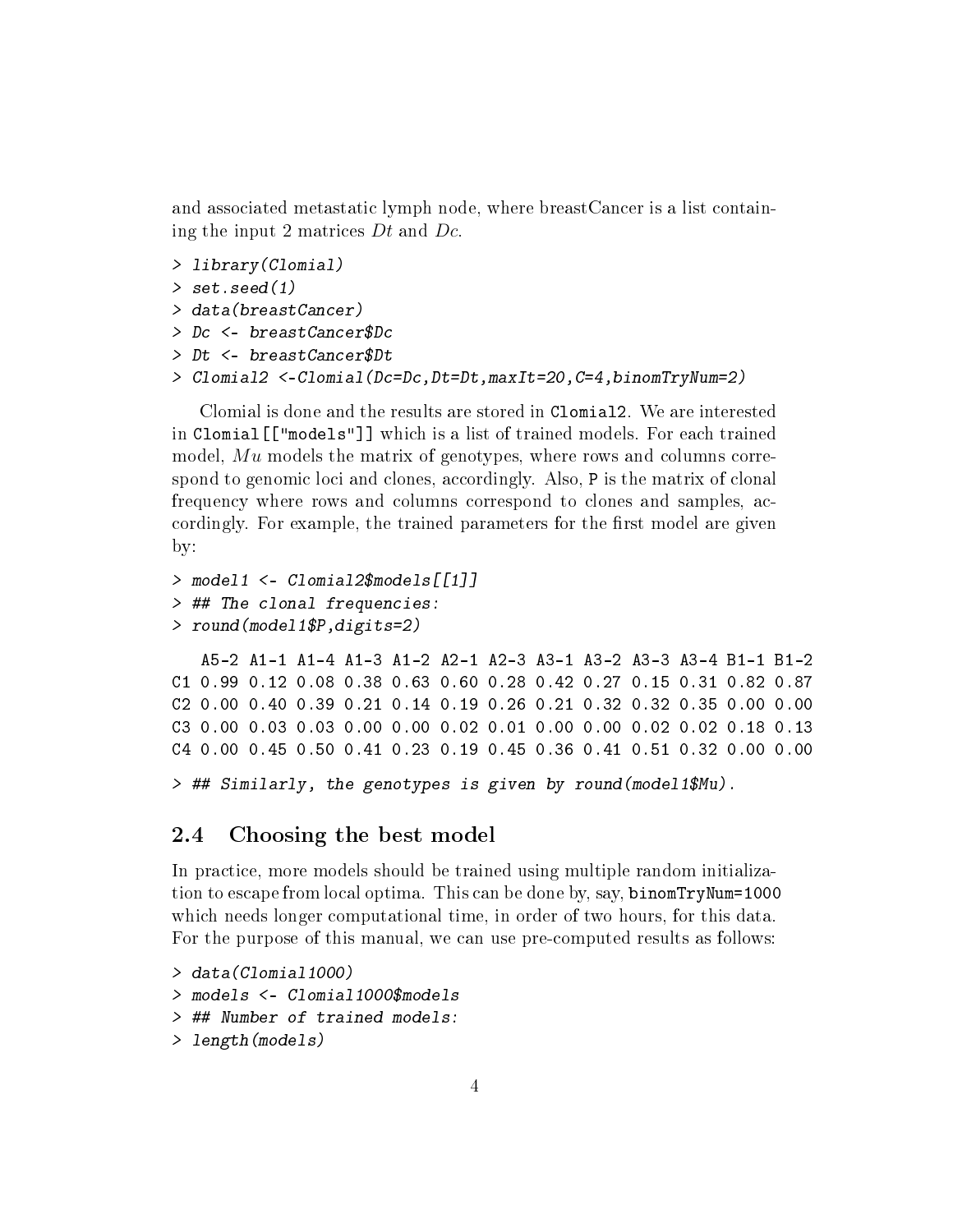and associated metastatic lymph node, where breastCancer is a list containing the input 2 matrices $Dt$ and $Dc$.

```
> library(Clomial)
> set.seed(1)
> data(breastCancer)
> Dc <- breastCancer$Dc
> Dt <- breastCancer$Dt
> Clomial2 <-Clomial(Dc=Dc,Dt=Dt,maxIt=20,C=4,binomTryNum=2)
```

Clomial is done and the results are stored in `Clomial2`. We are interested in `Clomial[["models"]]` which is a list of trained models. For each trained model, $Mu$ models the matrix of genotypes, where rows and columns correspond to genomic loci and clones, accordingly. Also, `P` is the matrix of clonal frequency where rows and columns correspond to clones and samples, accordingly. For example, the trained parameters for the first model are given by:

```
> model1 <- Clomial2$models[[1]]
> ## The clonal frequencies:
> round(model1$P,digits=2)

   A5-2 A1-1 A1-4 A1-3 A1-2 A2-1 A2-3 A3-1 A3-2 A3-3 A3-4 B1-1 B1-2
C1 0.99 0.12 0.08 0.38 0.63 0.60 0.28 0.42 0.27 0.15 0.31 0.82 0.87
C2 0.00 0.40 0.39 0.21 0.14 0.19 0.26 0.21 0.32 0.32 0.35 0.00 0.00
C3 0.00 0.03 0.03 0.00 0.00 0.02 0.01 0.00 0.00 0.02 0.02 0.18 0.13
C4 0.00 0.45 0.50 0.41 0.23 0.19 0.45 0.36 0.41 0.51 0.32 0.00 0.00

> ## Similarly, the genotypes is given by round(model1$Mu).
```

## 2.4 Choosing the best model

In practice, more models should be trained using multiple random initialization to escape from local optima. This can be done by, say, `binomTryNum=1000` which needs longer computational time, in order of two hours, for this data. For the purpose of this manual, we can use pre-computed results as follows:

```
> data(Clomial1000)
> models <- Clomial1000$models
> ## Number of trained models:
> length(models)
```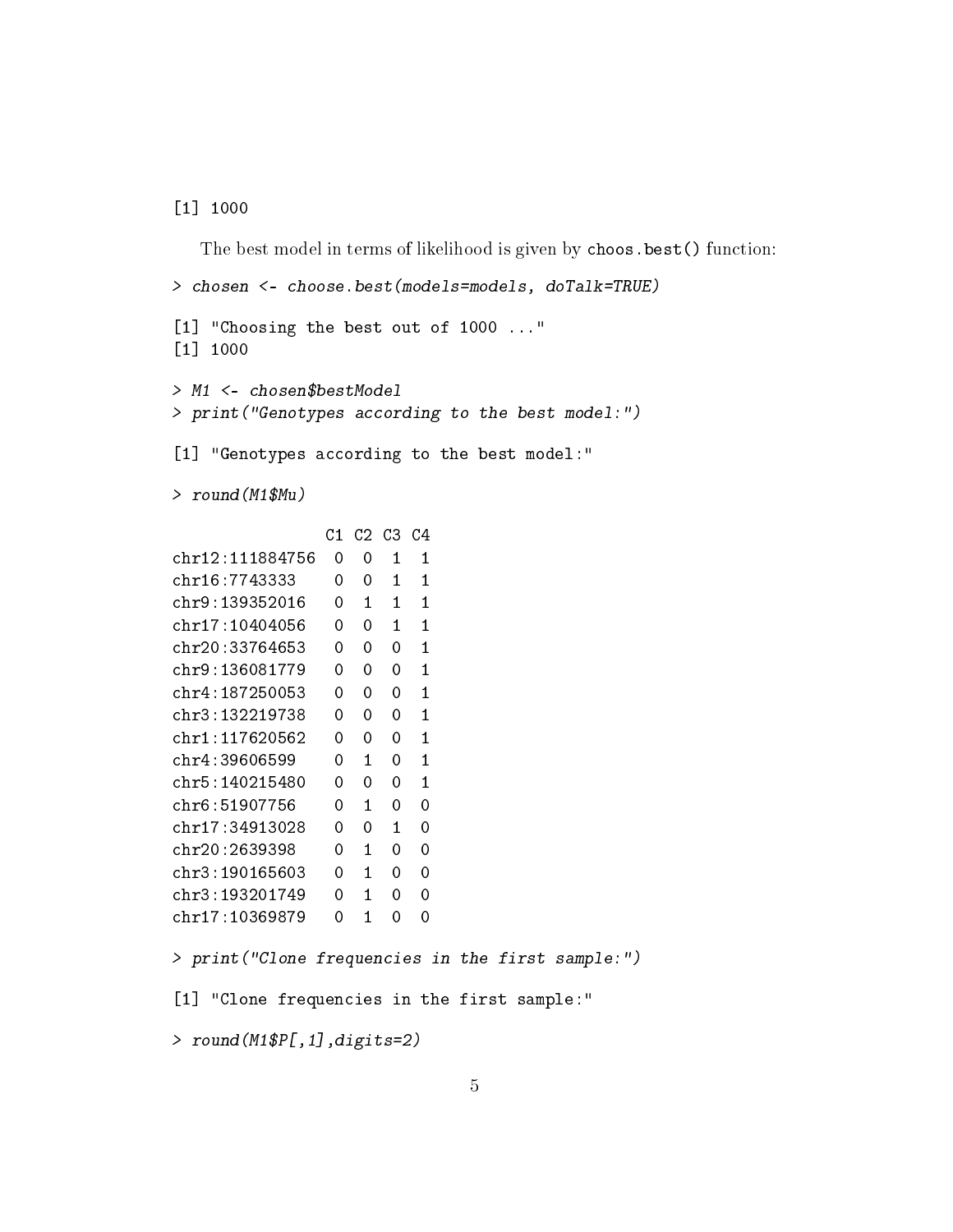```
[1] 1000
```

The best model in terms of likelihood is given by `choos.best()` function:

```
> chosen <- choose.best(models=models, doTalk=TRUE)

[1] "Choosing the best out of 1000 ..."
[1] 1000

> M1 <- chosen$bestModel
> print("Genotypes according to the best model:")

[1] "Genotypes according to the best model:"

> round(M1$Mu)

               C1 C2 C3 C4
chr12:111884756  0  0  1  1
chr16:7743333    0  0  1  1
chr9:139352016   0  1  1  1
chr17:10404056   0  0  1  1
chr20:33764653   0  0  0  1
chr9:136081779   0  0  0  1
chr4:187250053   0  0  0  1
chr3:132219738   0  0  0  1
chr1:117620562   0  0  0  1
chr4:39606599    0  1  0  1
chr5:140215480   0  0  0  1
chr6:51907756    0  1  0  0
chr17:34913028   0  0  1  0
chr20:2639398    0  1  0  0
chr3:190165603   0  1  0  0
chr3:193201749   0  1  0  0
chr17:10369879   0  1  0  0

> print("Clone frequencies in the first sample:")

[1] "Clone frequencies in the first sample:"

> round(M1$P[,1],digits=2)
```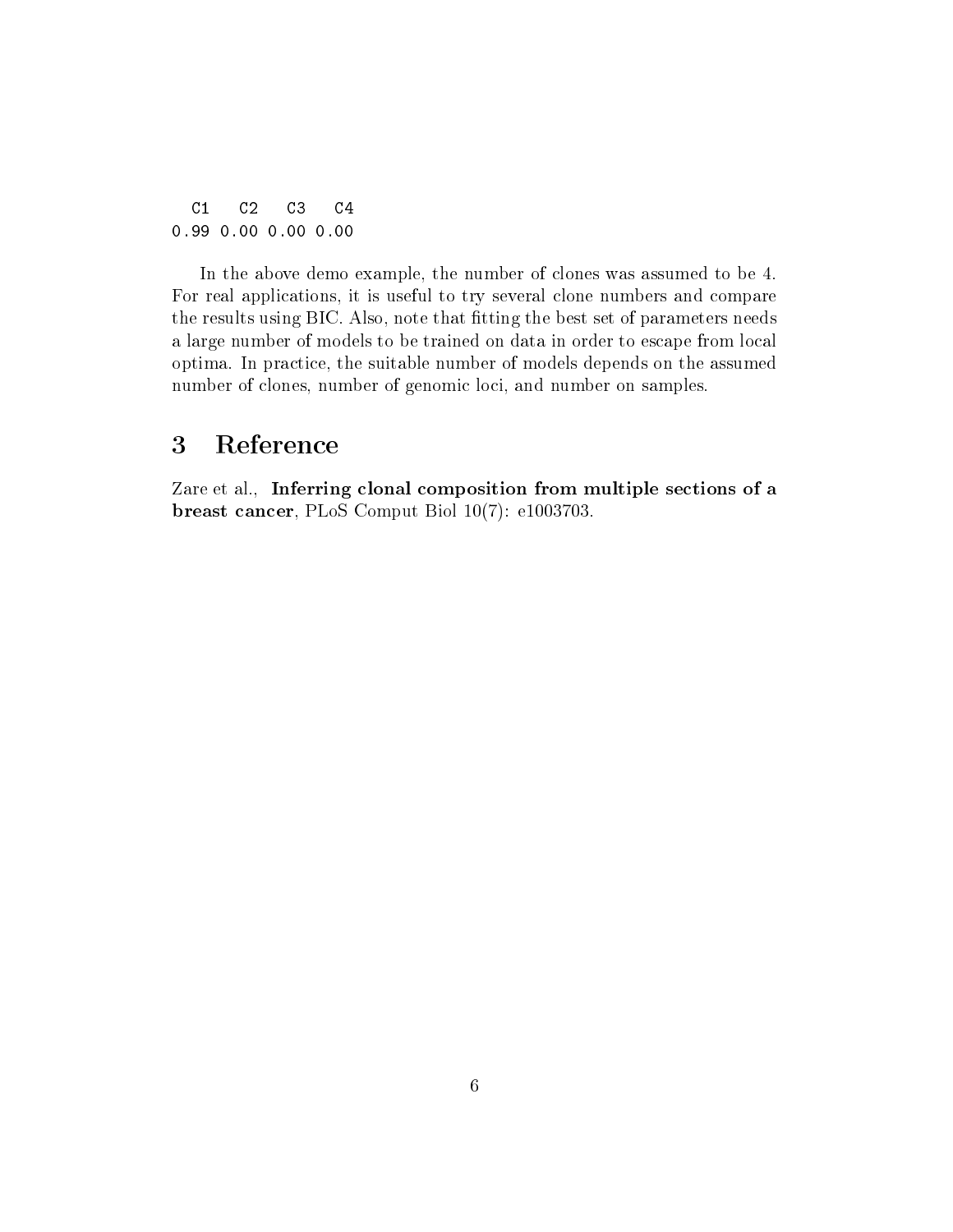```
  C1   C2   C3   C4 
0.99 0.00 0.00 0.00 
```

In the above demo example, the number of clones was assumed to be 4. For real applications, it is useful to try several clone numbers and compare the results using BIC. Also, note that fitting the best set of parameters needs a large number of models to be trained on data in order to escape from local optima. In practice, the suitable number of models depends on the assumed number of clones, number of genomic loci, and number on samples.

# 3 Reference

Zare et al., **Inferring clonal composition from multiple sections of a breast cancer**, PLoS Comput Biol 10(7): e1003703.